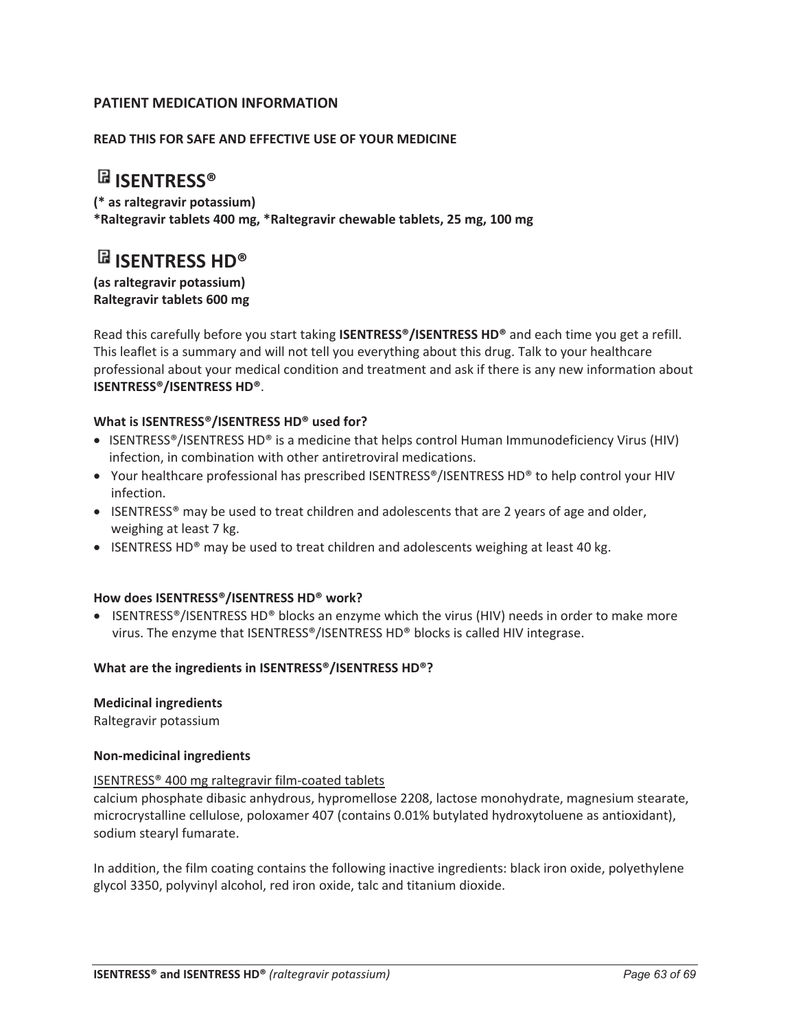**PATIENT MEDICATION INFORMATION**

**READ THIS FOR SAFE AND EFFECTIVE USE OF YOUR MEDICINE**

# ℞ ISENTRESS®

**(* as raltegravir potassium)**
**\*Raltegravir tablets 400 mg, \*Raltegravir chewable tablets, 25 mg, 100 mg**

# ℞ ISENTRESS HD®

**(as raltegravir potassium)**
**Raltegravir tablets 600 mg**

Read this carefully before you start taking **ISENTRESS®/ISENTRESS HD®** and each time you get a refill. This leaflet is a summary and will not tell you everything about this drug. Talk to your healthcare professional about your medical condition and treatment and ask if there is any new information about **ISENTRESS®/ISENTRESS HD®**.

**What is ISENTRESS®/ISENTRESS HD® used for?**

- ISENTRESS®/ISENTRESS HD® is a medicine that helps control Human Immunodeficiency Virus (HIV) infection, in combination with other antiretroviral medications.
- Your healthcare professional has prescribed ISENTRESS®/ISENTRESS HD® to help control your HIV infection.
- ISENTRESS® may be used to treat children and adolescents that are 2 years of age and older, weighing at least 7 kg.
- ISENTRESS HD® may be used to treat children and adolescents weighing at least 40 kg.

**How does ISENTRESS®/ISENTRESS HD® work?**

- ISENTRESS®/ISENTRESS HD® blocks an enzyme which the virus (HIV) needs in order to make more virus. The enzyme that ISENTRESS®/ISENTRESS HD® blocks is called HIV integrase.

**What are the ingredients in ISENTRESS®/ISENTRESS HD®?**

**Medicinal ingredients**
Raltegravir potassium

**Non-medicinal ingredients**

<u>ISENTRESS® 400 mg raltegravir film-coated tablets</u>
calcium phosphate dibasic anhydrous, hypromellose 2208, lactose monohydrate, magnesium stearate, microcrystalline cellulose, poloxamer 407 (contains 0.01% butylated hydroxytoluene as antioxidant), sodium stearyl fumarate.

In addition, the film coating contains the following inactive ingredients: black iron oxide, polyethylene glycol 3350, polyvinyl alcohol, red iron oxide, talc and titanium dioxide.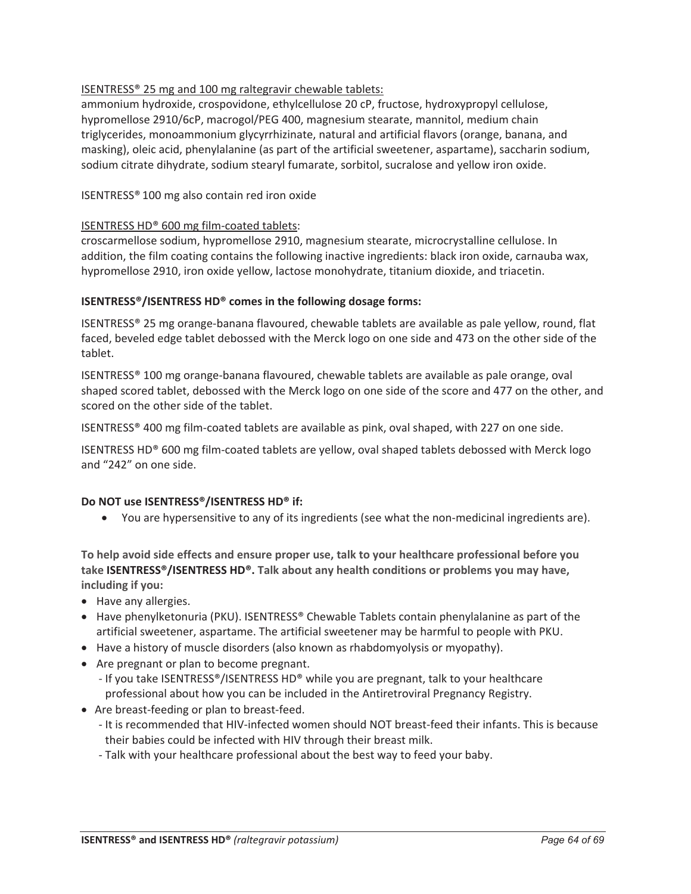ISENTRESS® 25 mg and 100 mg raltegravir chewable tablets:
ammonium hydroxide, crospovidone, ethylcellulose 20 cP, fructose, hydroxypropyl cellulose, hypromellose 2910/6cP, macrogol/PEG 400, magnesium stearate, mannitol, medium chain triglycerides, monoammonium glycyrrhizinate, natural and artificial flavors (orange, banana, and masking), oleic acid, phenylalanine (as part of the artificial sweetener, aspartame), saccharin sodium, sodium citrate dihydrate, sodium stearyl fumarate, sorbitol, sucralose and yellow iron oxide.

ISENTRESS® 100 mg also contain red iron oxide

ISENTRESS HD® 600 mg film-coated tablets:
croscarmellose sodium, hypromellose 2910, magnesium stearate, microcrystalline cellulose. In addition, the film coating contains the following inactive ingredients: black iron oxide, carnauba wax, hypromellose 2910, iron oxide yellow, lactose monohydrate, titanium dioxide, and triacetin.

**ISENTRESS®/ISENTRESS HD® comes in the following dosage forms:**

ISENTRESS® 25 mg orange-banana flavoured, chewable tablets are available as pale yellow, round, flat faced, beveled edge tablet debossed with the Merck logo on one side and 473 on the other side of the tablet.

ISENTRESS® 100 mg orange-banana flavoured, chewable tablets are available as pale orange, oval shaped scored tablet, debossed with the Merck logo on one side of the score and 477 on the other, and scored on the other side of the tablet.

ISENTRESS® 400 mg film-coated tablets are available as pink, oval shaped, with 227 on one side.

ISENTRESS HD® 600 mg film-coated tablets are yellow, oval shaped tablets debossed with Merck logo and "242" on one side.

**Do NOT use ISENTRESS®/ISENTRESS HD® if:**

- You are hypersensitive to any of its ingredients (see what the non-medicinal ingredients are).

**To help avoid side effects and ensure proper use, talk to your healthcare professional before you take ISENTRESS®/ISENTRESS HD®. Talk about any health conditions or problems you may have, including if you:**

- Have any allergies.
- Have phenylketonuria (PKU). ISENTRESS® Chewable Tablets contain phenylalanine as part of the artificial sweetener, aspartame. The artificial sweetener may be harmful to people with PKU.
- Have a history of muscle disorders (also known as rhabdomyolysis or myopathy).
- Are pregnant or plan to become pregnant.
  - If you take ISENTRESS®/ISENTRESS HD® while you are pregnant, talk to your healthcare professional about how you can be included in the Antiretroviral Pregnancy Registry.
- Are breast-feeding or plan to breast-feed.
  - It is recommended that HIV-infected women should NOT breast-feed their infants. This is because their babies could be infected with HIV through their breast milk.
  - Talk with your healthcare professional about the best way to feed your baby.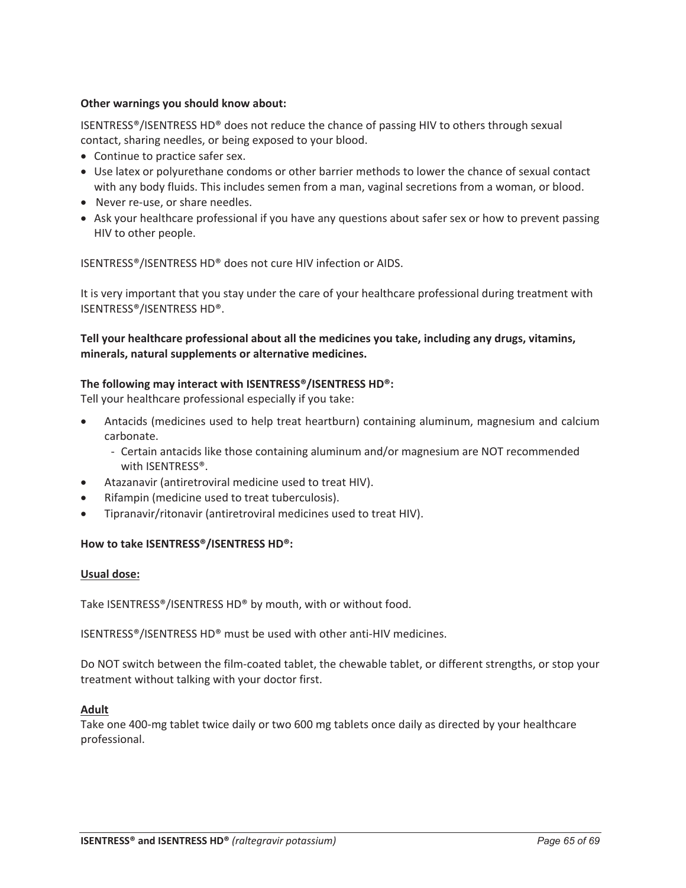**Other warnings you should know about:**

ISENTRESS®/ISENTRESS HD® does not reduce the chance of passing HIV to others through sexual contact, sharing needles, or being exposed to your blood.

- Continue to practice safer sex.
- Use latex or polyurethane condoms or other barrier methods to lower the chance of sexual contact with any body fluids. This includes semen from a man, vaginal secretions from a woman, or blood.
- Never re-use, or share needles.
- Ask your healthcare professional if you have any questions about safer sex or how to prevent passing HIV to other people.

ISENTRESS®/ISENTRESS HD® does not cure HIV infection or AIDS.

It is very important that you stay under the care of your healthcare professional during treatment with ISENTRESS®/ISENTRESS HD®.

**Tell your healthcare professional about all the medicines you take, including any drugs, vitamins, minerals, natural supplements or alternative medicines.**

**The following may interact with ISENTRESS®/ISENTRESS HD®:**
Tell your healthcare professional especially if you take:

- Antacids (medicines used to help treat heartburn) containing aluminum, magnesium and calcium carbonate.
  - Certain antacids like those containing aluminum and/or magnesium are NOT recommended with ISENTRESS®.
- Atazanavir (antiretroviral medicine used to treat HIV).
- Rifampin (medicine used to treat tuberculosis).
- Tipranavir/ritonavir (antiretroviral medicines used to treat HIV).

**How to take ISENTRESS®/ISENTRESS HD®:**

**Usual dose:**

Take ISENTRESS®/ISENTRESS HD® by mouth, with or without food.

ISENTRESS®/ISENTRESS HD® must be used with other anti-HIV medicines.

Do NOT switch between the film-coated tablet, the chewable tablet, or different strengths, or stop your treatment without talking with your doctor first.

**Adult**
Take one 400-mg tablet twice daily or two 600 mg tablets once daily as directed by your healthcare professional.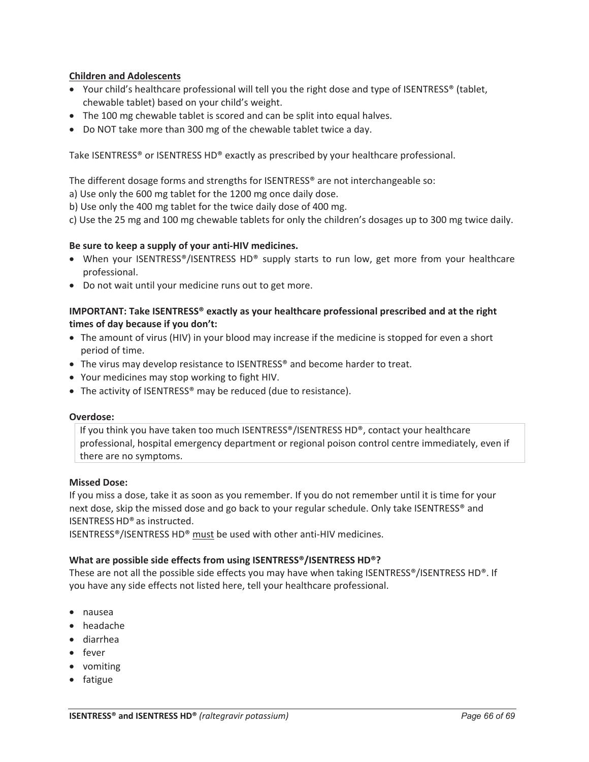**Children and Adolescents**

- Your child's healthcare professional will tell you the right dose and type of ISENTRESS® (tablet, chewable tablet) based on your child's weight.
- The 100 mg chewable tablet is scored and can be split into equal halves.
- Do NOT take more than 300 mg of the chewable tablet twice a day.

Take ISENTRESS® or ISENTRESS HD® exactly as prescribed by your healthcare professional.

The different dosage forms and strengths for ISENTRESS® are not interchangeable so:
a) Use only the 600 mg tablet for the 1200 mg once daily dose.
b) Use only the 400 mg tablet for the twice daily dose of 400 mg.
c) Use the 25 mg and 100 mg chewable tablets for only the children's dosages up to 300 mg twice daily.

**Be sure to keep a supply of your anti-HIV medicines.**

- When your ISENTRESS®/ISENTRESS HD® supply starts to run low, get more from your healthcare professional.
- Do not wait until your medicine runs out to get more.

**IMPORTANT: Take ISENTRESS® exactly as your healthcare professional prescribed and at the right times of day because if you don't:**

- The amount of virus (HIV) in your blood may increase if the medicine is stopped for even a short period of time.
- The virus may develop resistance to ISENTRESS® and become harder to treat.
- Your medicines may stop working to fight HIV.
- The activity of ISENTRESS® may be reduced (due to resistance).

**Overdose:**

| If you think you have taken too much ISENTRESS®/ISENTRESS HD®, contact your healthcare professional, hospital emergency department or regional poison control centre immediately, even if there are no symptoms. |
|---|

**Missed Dose:**
If you miss a dose, take it as soon as you remember. If you do not remember until it is time for your next dose, skip the missed dose and go back to your regular schedule. Only take ISENTRESS® and ISENTRESS HD® as instructed.
ISENTRESS®/ISENTRESS HD® must be used with other anti-HIV medicines.

**What are possible side effects from using ISENTRESS®/ISENTRESS HD®?**
These are not all the possible side effects you may have when taking ISENTRESS®/ISENTRESS HD®. If you have any side effects not listed here, tell your healthcare professional.

- nausea
- headache
- diarrhea
- fever
- vomiting
- fatigue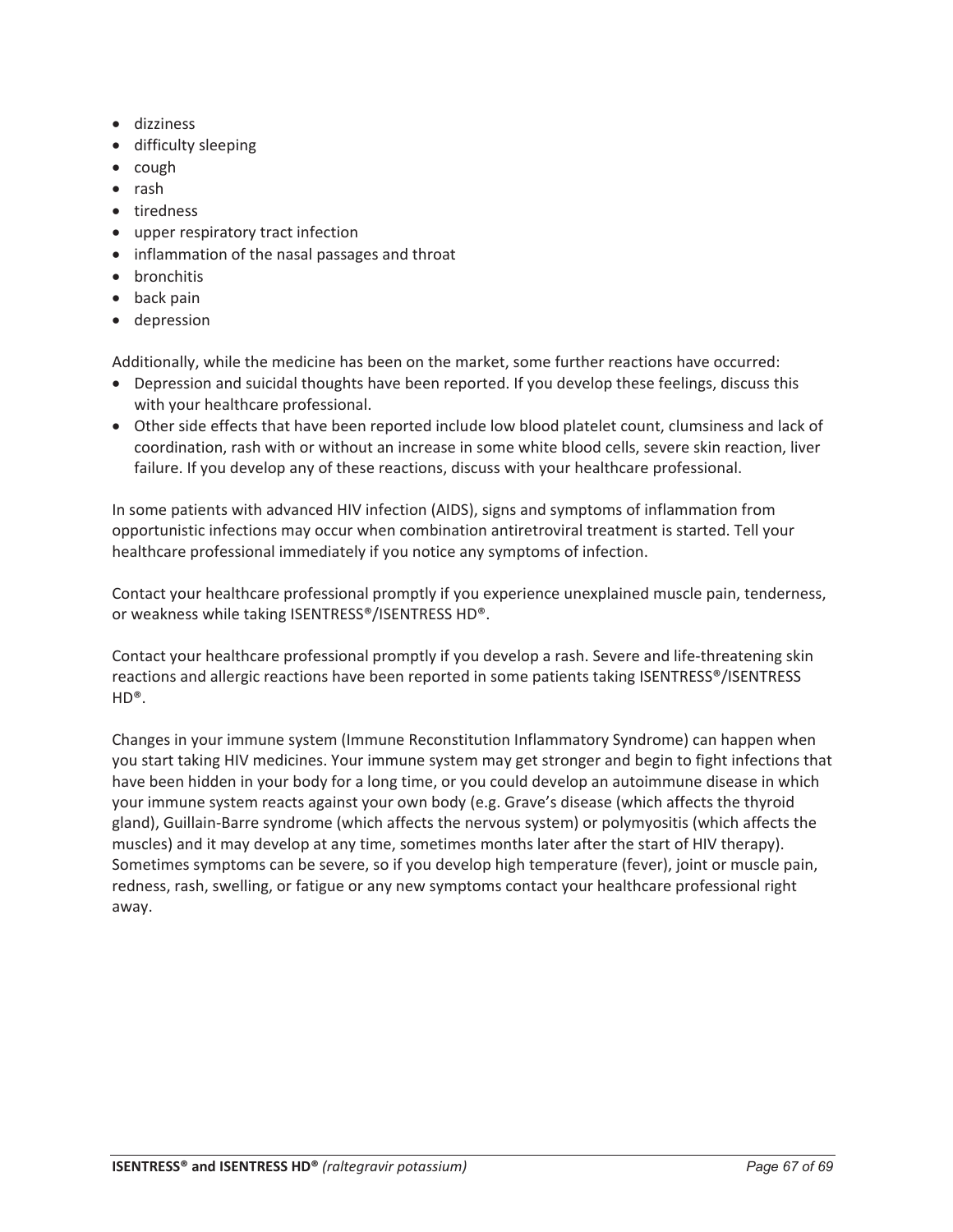- dizziness
- difficulty sleeping
- cough
- rash
- tiredness
- upper respiratory tract infection
- inflammation of the nasal passages and throat
- bronchitis
- back pain
- depression

Additionally, while the medicine has been on the market, some further reactions have occurred:

- Depression and suicidal thoughts have been reported. If you develop these feelings, discuss this with your healthcare professional.
- Other side effects that have been reported include low blood platelet count, clumsiness and lack of coordination, rash with or without an increase in some white blood cells, severe skin reaction, liver failure. If you develop any of these reactions, discuss with your healthcare professional.

In some patients with advanced HIV infection (AIDS), signs and symptoms of inflammation from opportunistic infections may occur when combination antiretroviral treatment is started. Tell your healthcare professional immediately if you notice any symptoms of infection.

Contact your healthcare professional promptly if you experience unexplained muscle pain, tenderness, or weakness while taking ISENTRESS®/ISENTRESS HD®.

Contact your healthcare professional promptly if you develop a rash. Severe and life-threatening skin reactions and allergic reactions have been reported in some patients taking ISENTRESS®/ISENTRESS HD®.

Changes in your immune system (Immune Reconstitution Inflammatory Syndrome) can happen when you start taking HIV medicines. Your immune system may get stronger and begin to fight infections that have been hidden in your body for a long time, or you could develop an autoimmune disease in which your immune system reacts against your own body (e.g. Grave's disease (which affects the thyroid gland), Guillain-Barre syndrome (which affects the nervous system) or polymyositis (which affects the muscles) and it may develop at any time, sometimes months later after the start of HIV therapy). Sometimes symptoms can be severe, so if you develop high temperature (fever), joint or muscle pain, redness, rash, swelling, or fatigue or any new symptoms contact your healthcare professional right away.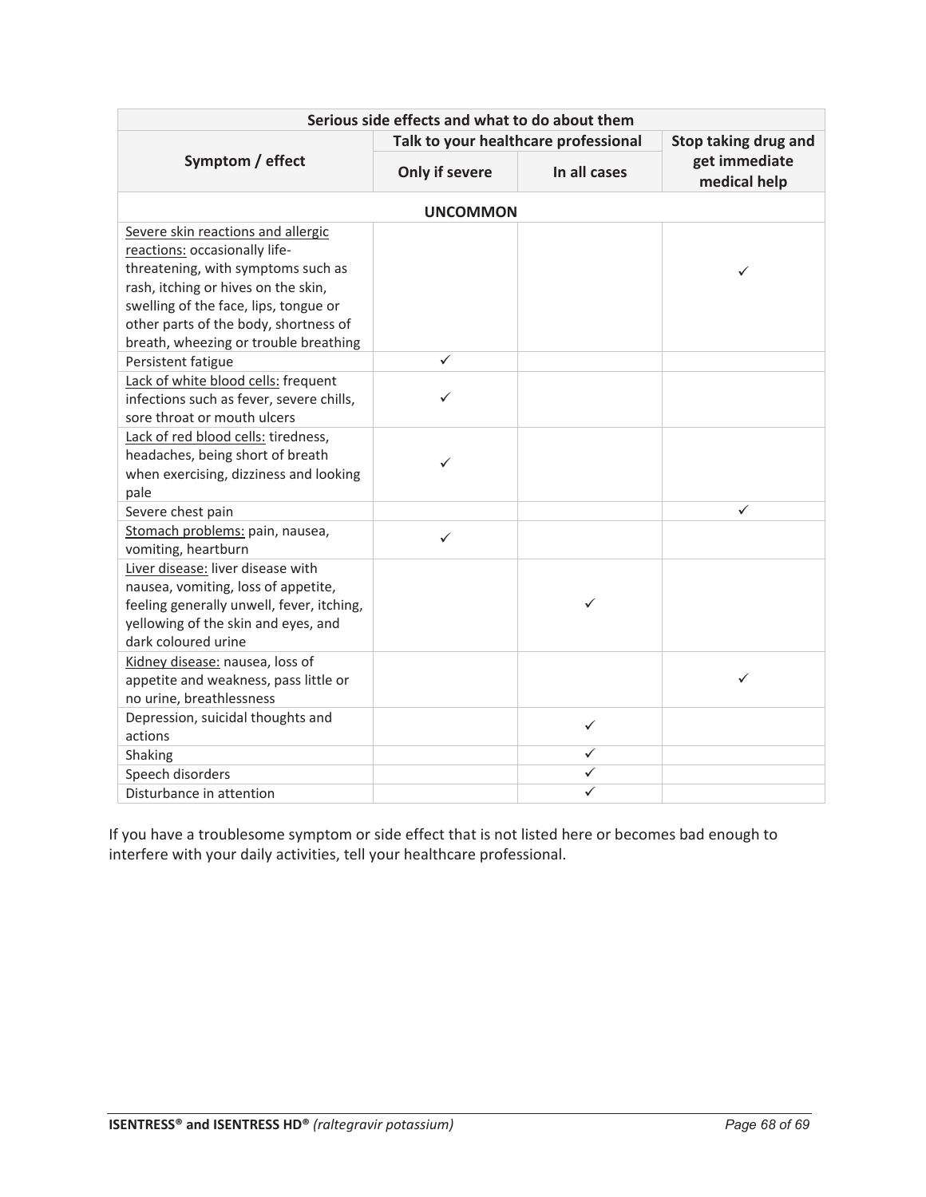| Serious side effects and what to do about them | | | |
|---|---|---|---|
| Symptom / effect | Talk to your healthcare professional | | Stop taking drug and get immediate medical help |
| | Only if severe | In all cases | |
| **UNCOMMON** | | | |
| Severe skin reactions and allergic reactions: occasionally life-threatening, with symptoms such as rash, itching or hives on the skin, swelling of the face, lips, tongue or other parts of the body, shortness of breath, wheezing or trouble breathing | | | ✓ |
| Persistent fatigue | ✓ | | |
| Lack of white blood cells: frequent infections such as fever, severe chills, sore throat or mouth ulcers | ✓ | | |
| Lack of red blood cells: tiredness, headaches, being short of breath when exercising, dizziness and looking pale | ✓ | | |
| Severe chest pain | | | ✓ |
| Stomach problems: pain, nausea, vomiting, heartburn | ✓ | | |
| Liver disease: liver disease with nausea, vomiting, loss of appetite, feeling generally unwell, fever, itching, yellowing of the skin and eyes, and dark coloured urine | | ✓ | |
| Kidney disease: nausea, loss of appetite and weakness, pass little or no urine, breathlessness | | | ✓ |
| Depression, suicidal thoughts and actions | | ✓ | |
| Shaking | | ✓ | |
| Speech disorders | | ✓ | |
| Disturbance in attention | | ✓ | |

If you have a troublesome symptom or side effect that is not listed here or becomes bad enough to interfere with your daily activities, tell your healthcare professional.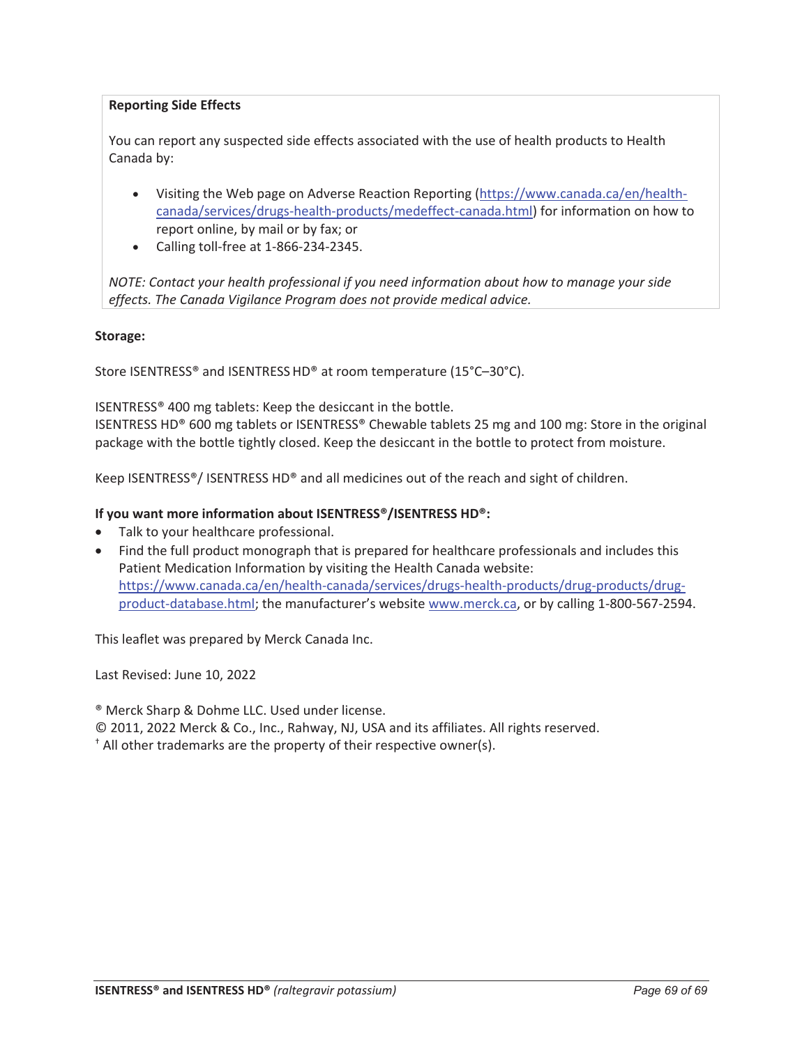**Reporting Side Effects**

You can report any suspected side effects associated with the use of health products to Health Canada by:

- Visiting the Web page on Adverse Reaction Reporting (https://www.canada.ca/en/health-canada/services/drugs-health-products/medeffect-canada.html) for information on how to report online, by mail or by fax; or
- Calling toll-free at 1-866-234-2345.

*NOTE: Contact your health professional if you need information about how to manage your side effects. The Canada Vigilance Program does not provide medical advice.*

**Storage:**

Store ISENTRESS® and ISENTRESS HD® at room temperature (15°C–30°C).

ISENTRESS® 400 mg tablets: Keep the desiccant in the bottle.
ISENTRESS HD® 600 mg tablets or ISENTRESS® Chewable tablets 25 mg and 100 mg: Store in the original package with the bottle tightly closed. Keep the desiccant in the bottle to protect from moisture.

Keep ISENTRESS®/ ISENTRESS HD® and all medicines out of the reach and sight of children.

**If you want more information about ISENTRESS®/ISENTRESS HD®:**

- Talk to your healthcare professional.
- Find the full product monograph that is prepared for healthcare professionals and includes this Patient Medication Information by visiting the Health Canada website: https://www.canada.ca/en/health-canada/services/drugs-health-products/drug-products/drug-product-database.html; the manufacturer's website www.merck.ca, or by calling 1-800-567-2594.

This leaflet was prepared by Merck Canada Inc.

Last Revised: June 10, 2022

® Merck Sharp & Dohme LLC. Used under license.
© 2011, 2022 Merck & Co., Inc., Rahway, NJ, USA and its affiliates. All rights reserved.
† All other trademarks are the property of their respective owner(s).